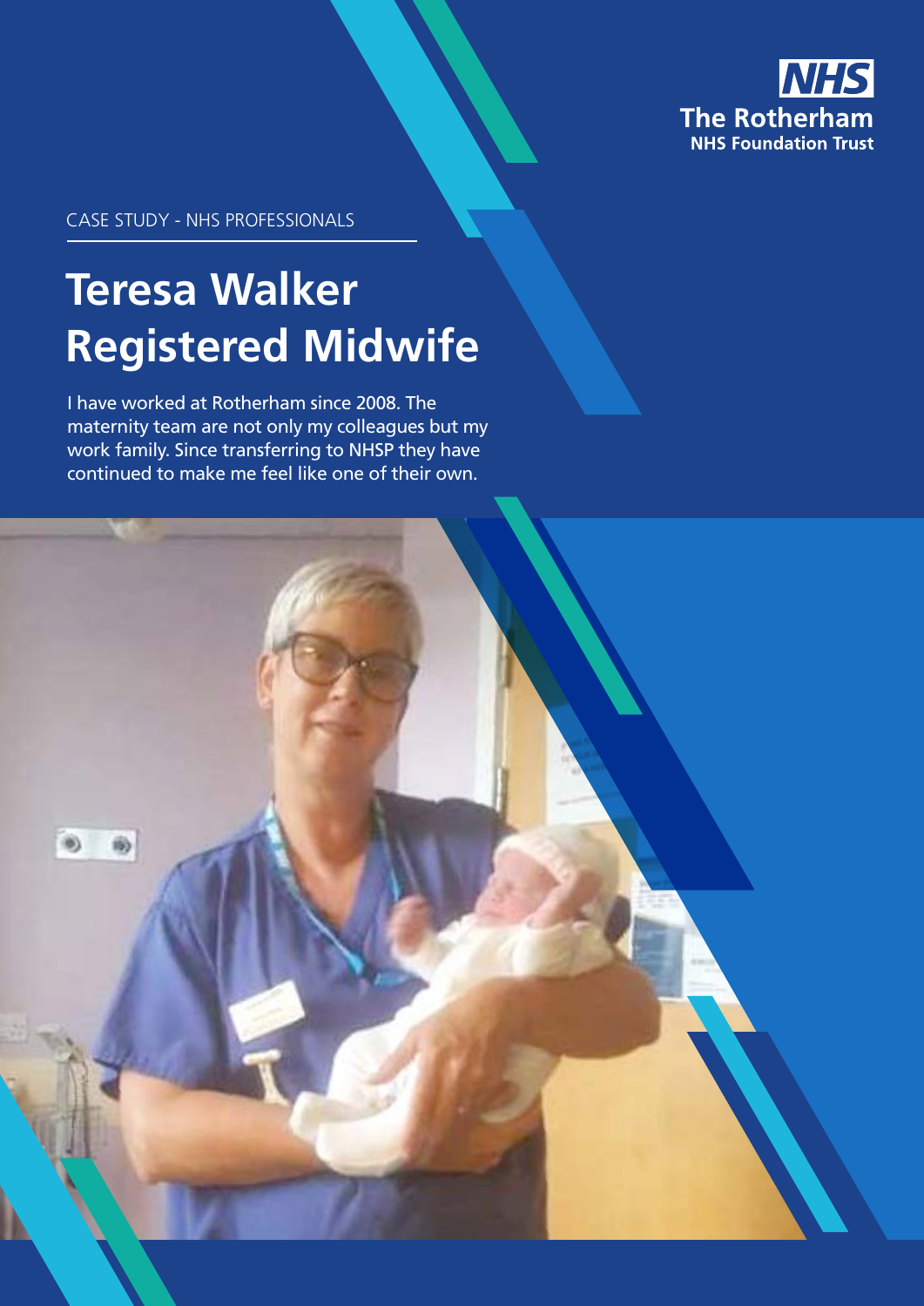**The Rotherham NHS Foundation Trust**

CASE STUDY - NHS PROFESSIONALS

# Teresa Walker Registered Midwife

I have worked at Rotherham since 2008. The maternity team are not only my colleagues but my work family. Since transferring to NHSP they have continued to make me feel like one of their own.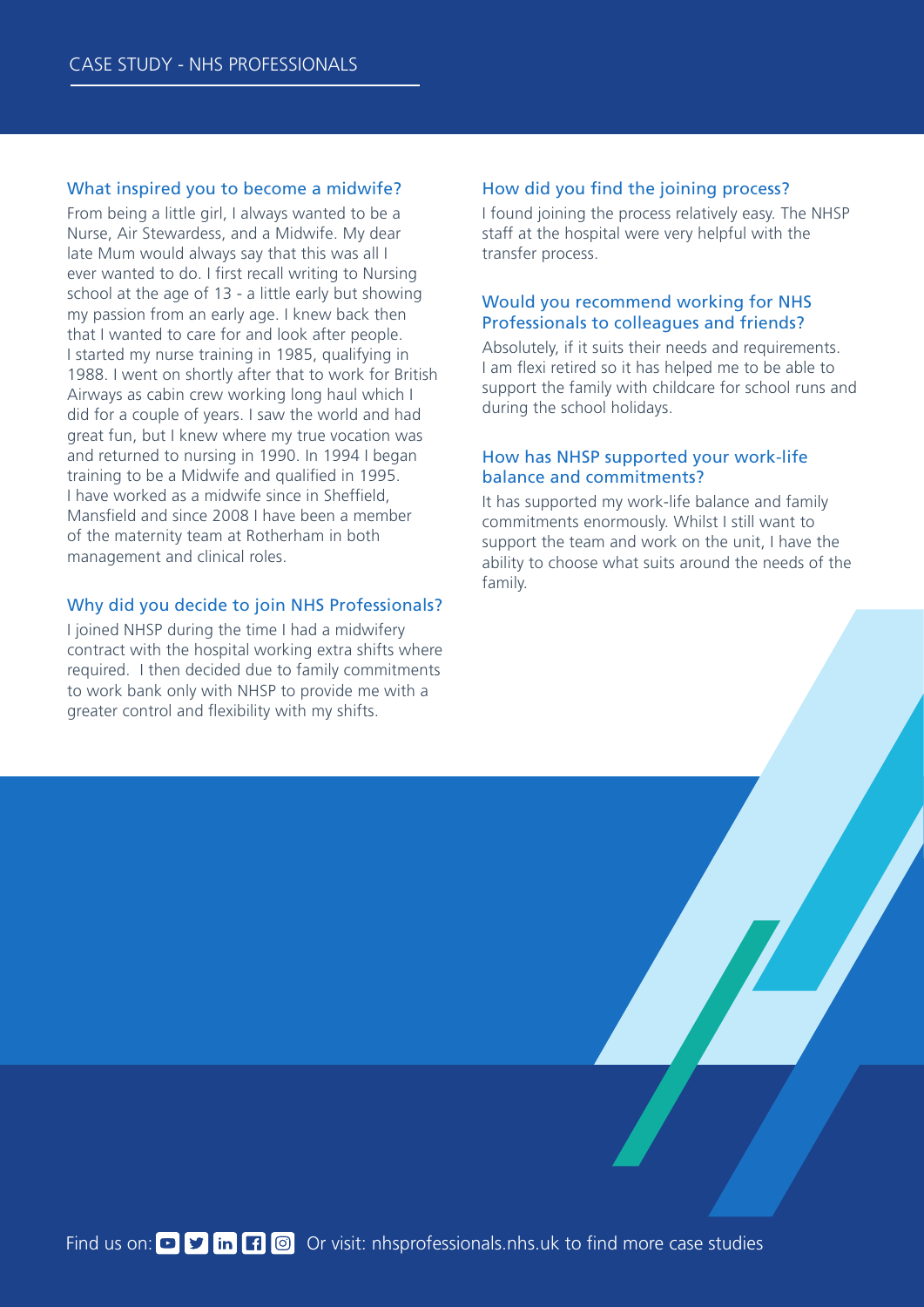## What inspired you to become a midwife?

From being a little girl, I always wanted to be a Nurse, Air Stewardess, and a Midwife. My dear late Mum would always say that this was all I ever wanted to do. I first recall writing to Nursing school at the age of 13 - a little early but showing my passion from an early age. I knew back then that I wanted to care for and look after people. I started my nurse training in 1985, qualifying in 1988. I went on shortly after that to work for British Airways as cabin crew working long haul which I did for a couple of years. I saw the world and had great fun, but I knew where my true vocation was and returned to nursing in 1990. In 1994 I began training to be a Midwife and qualified in 1995. I have worked as a midwife since in Sheffield, Mansfield and since 2008 I have been a member of the maternity team at Rotherham in both management and clinical roles.

## Why did you decide to join NHS Professionals?

I joined NHSP during the time I had a midwifery contract with the hospital working extra shifts where required. I then decided due to family commitments to work bank only with NHSP to provide me with a greater control and flexibility with my shifts.

## How did you find the joining process?

I found joining the process relatively easy. The NHSP staff at the hospital were very helpful with the transfer process.

## Would you recommend working for NHS Professionals to colleagues and friends?

Absolutely, if it suits their needs and requirements. I am flexi retired so it has helped me to be able to support the family with childcare for school runs and during the school holidays.

## How has NHSP supported your work-life balance and commitments?

It has supported my work-life balance and family commitments enormously. Whilst I still want to support the team and work on the unit, I have the ability to choose what suits around the needs of the family.

Find us on: Or visit: nhsprofessionals.nhs.uk to find more case studies